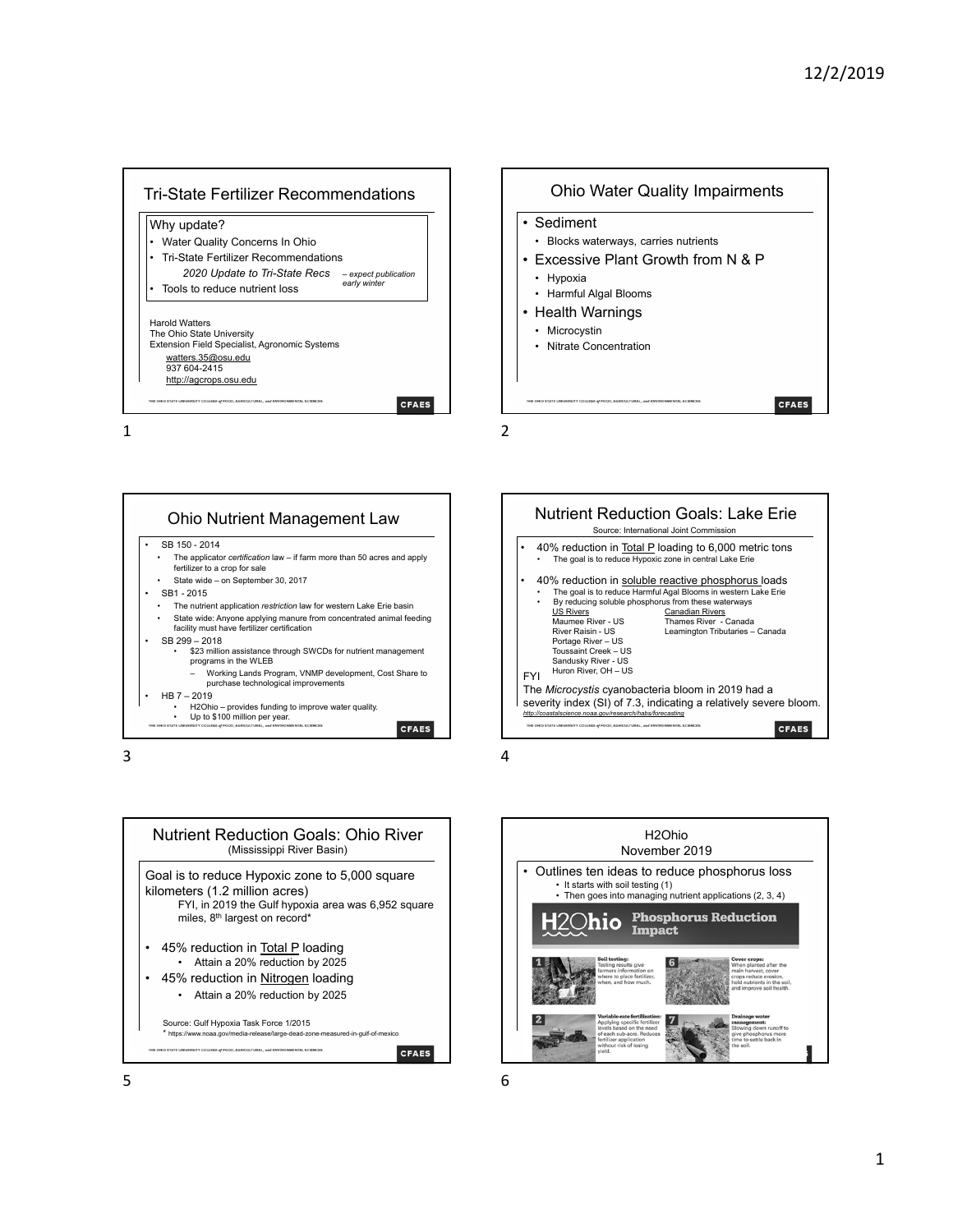## Tri-State Fertilizer Recommendations

Why update?

- Water Quality Concerns In Ohio
- Tri-State Fertilizer Recommendations
  - *2020 Update to Tri-State Recs* *– expect publication early winter*
- Tools to reduce nutrient loss

Harold Watters
The Ohio State University
Extension Field Specialist, Agronomic Systems
watters.35@osu.edu
937 604-2415
http://agcrops.osu.edu

## Ohio Water Quality Impairments

- Sediment
  - Blocks waterways, carries nutrients
- Excessive Plant Growth from N & P
  - Hypoxia
  - Harmful Algal Blooms
- Health Warnings
  - Microcystin
  - Nitrate Concentration

## Ohio Nutrient Management Law

- SB 150 - 2014
  - The applicator *certification* law – if farm more than 50 acres and apply fertilizer to a crop for sale
  - State wide – on September 30, 2017
- SB1 - 2015
  - The nutrient application *restriction* law for western Lake Erie basin
  - State wide: Anyone applying manure from concentrated animal feeding facility must have fertilizer certification
- SB 299 – 2018
  - $23 million assistance through SWCDs for nutrient management programs in the WLEB
    - Working Lands Program, VNMP development, Cost Share to purchase technological improvements
- HB 7 – 2019
  - H2Ohio – provides funding to improve water quality.
  - Up to $100 million per year.

## Nutrient Reduction Goals: Lake Erie

Source: International Joint Commission

- 40% reduction in Total P loading to 6,000 metric tons
  - The goal is to reduce Hypoxic zone in central Lake Erie
- 40% reduction in soluble reactive phosphorus loads
  - The goal is to reduce Harmful Agal Blooms in western Lake Erie
  - By reducing soluble phosphorus from these waterways

| US Rivers | Canadian Rivers |
|---|---|
| Maumee River - US | Thames River - Canada |
| River Raisin - US | Leamington Tributaries – Canada |
| Portage River – US | |
| Toussaint Creek – US | |
| Sandusky River - US | |
| Huron River, OH – US | |

FYI

The *Microcystis* cyanobacteria bloom in 2019 had a severity index (SI) of 7.3, indicating a relatively severe bloom.
http://coastalscience.noaa.gov/research/habs/forecasting

## Nutrient Reduction Goals: Ohio River

(Mississippi River Basin)

Goal is to reduce Hypoxic zone to 5,000 square kilometers (1.2 million acres)

FYI, in 2019 the Gulf hypoxia area was 6,952 square miles, 8th largest on record*

- 45% reduction in Total P loading
  - Attain a 20% reduction by 2025
- 45% reduction in Nitrogen loading
  - Attain a 20% reduction by 2025

Source: Gulf Hypoxia Task Force 1/2015
* https://www.noaa.gov/media-release/large-dead-zone-measured-in-gulf-of-mexico

## H2Ohio

November 2019

- Outlines ten ideas to reduce phosphorus loss
  - It starts with soil testing (1)
  - Then goes into managing nutrient applications (2, 3, 4)

**H2Ohio Phosphorus Reduction Impact**

1. **Soil testing:** Testing results give farmers information on where to place fertilizer, when, and how much.
2. **Variable-rate fertilization:** Applying specific fertilizer levels based on the need of each sub-acre. Reduces fertilizer application without risk of losing yield.
6. **Cover crops:** When planted after the main harvest, cover crops reduce erosion, hold nutrients in the soil, and improve soil health.
7. **Drainage water management:** Slowing down runoff to give phosphorus more time to settle back in the soil.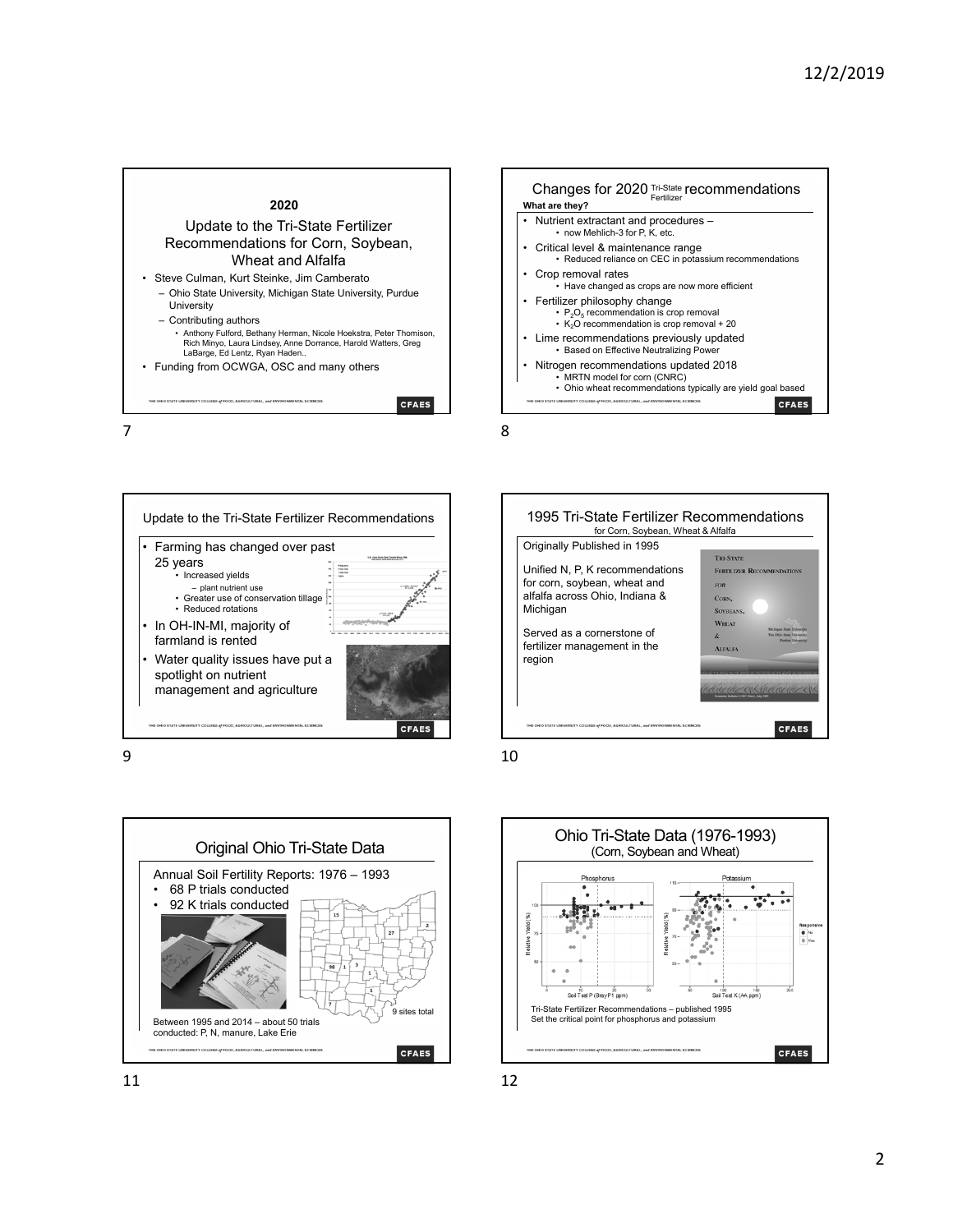## 2020

### Update to the Tri-State Fertilizer Recommendations for Corn, Soybean, Wheat and Alfalfa

- Steve Culman, Kurt Steinke, Jim Camberato
  - Ohio State University, Michigan State University, Purdue University
  - Contributing authors
    - Anthony Fulford, Bethany Herman, Nicole Hoekstra, Peter Thomison, Rich Minyo, Laura Lindsey, Anne Dorrance, Harold Watters, Greg LaBarge, Ed Lentz, Ryan Haden..
- Funding from OCWGA, OSC and many others

## Changes for 2020 Tri-State Fertilizer recommendations

**What are they?**

- Nutrient extractant and procedures –
  - now Mehlich-3 for P, K, etc.
- Critical level & maintenance range
  - Reduced reliance on CEC in potassium recommendations
- Crop removal rates
  - Have changed as crops are now more efficient
- Fertilizer philosophy change
  - $P_2O_5$ recommendation is crop removal
  - $K_2O$ recommendation is crop removal + 20
- Lime recommendations previously updated
  - Based on Effective Neutralizing Power
- Nitrogen recommendations updated 2018
  - MRTN model for corn (CNRC)
  - Ohio wheat recommendations typically are yield goal based

## Update to the Tri-State Fertilizer Recommendations

- Farming has changed over past 25 years
  - Increased yields
    - plant nutrient use
  - Greater use of conservation tillage
  - Reduced rotations
- In OH-IN-MI, majority of farmland is rented
- Water quality issues have put a spotlight on nutrient management and agriculture

## 1995 Tri-State Fertilizer Recommendations

for Corn, Soybean, Wheat & Alfalfa

Originally Published in 1995

Unified N, P, K recommendations for corn, soybean, wheat and alfalfa across Ohio, Indiana & Michigan

Served as a cornerstone of fertilizer management in the region

## Original Ohio Tri-State Data

Annual Soil Fertility Reports: 1976 – 1993

- 68 P trials conducted
- 92 K trials conducted

9 sites total

Between 1995 and 2014 – about 50 trials conducted: P, N, manure, Lake Erie

## Ohio Tri-State Data (1976-1993)

(Corn, Soybean and Wheat)

Tri-State Fertilizer Recommendations – published 1995
Set the critical point for phosphorus and potassium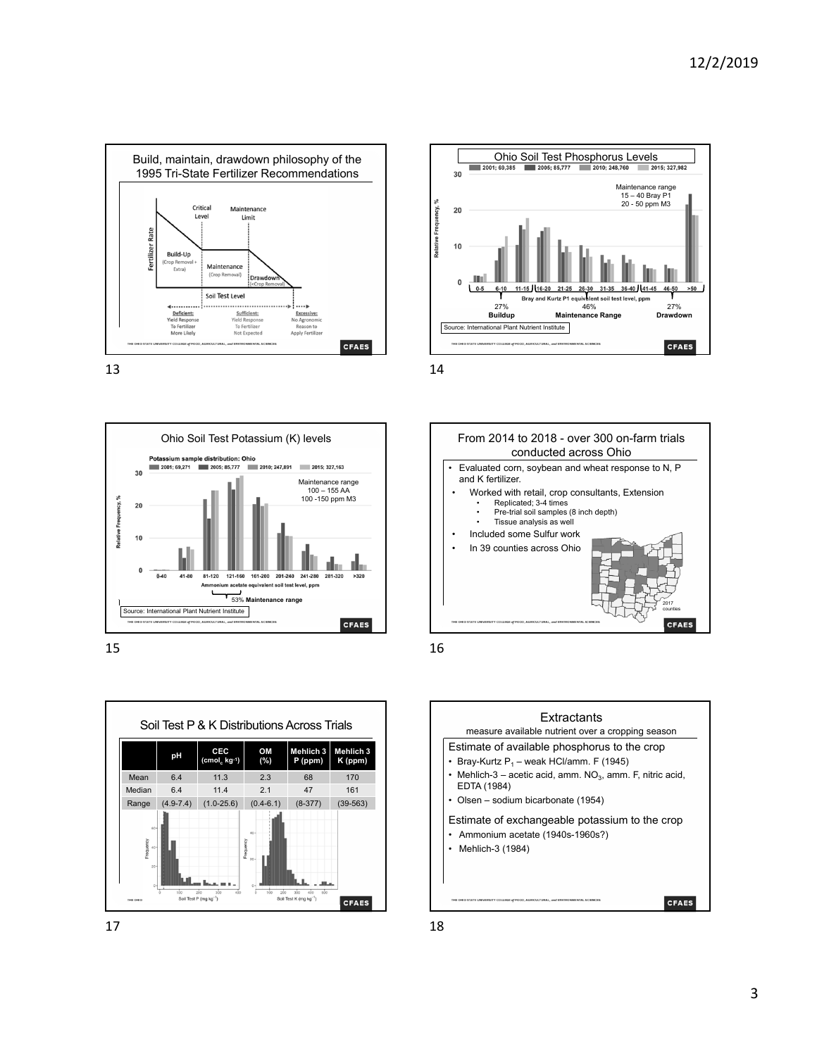## Build, maintain, drawdown philosophy of the 1995 Tri-State Fertilizer Recommendations

Critical Level — Maintenance Limit

Fertilizer Rate

- Build-Up (Crop Removal + Extra)
- Maintenance (Crop Removal)
- Drawdown (<Crop Removal)

Soil Test Level

- **Deficient:** Yield Response To Fertilizer More Likely
- **Sufficient:** Yield Response To Fertilizer Not Expected
- **Excessive:** No Agronomic Reason to Apply Fertilizer

## Ohio Soil Test Phosphorus Levels

2001; 69,385 — 2005; 85,777 — 2010; 248,760 — 2015; 327,982

Maintenance range
15 – 40 Bray P1
20 - 50 ppm M3

Relative Frequency, %

Bray and Kurtz P1 equivalent soil test level, ppm: 0-5, 6-10, 11-15, 16-20, 21-25, 26-30, 31-35, 36-40, 41-45, 46-50, >50

- 27% Buildup
- 46% Maintenance Range
- 27% Drawdown

Source: International Plant Nutrient Institute

## Ohio Soil Test Potassium (K) levels

Potassium sample distribution: Ohio

2001; 69,271 — 2005; 85,777 — 2010; 247,891 — 2015; 327,163

Maintenance range
100 – 155 AA
100 -150 ppm M3

Relative Frequency, %

Ammonium acetate equivalent soil test level, ppm: 0-40, 41-80, 81-120, 121-160, 161-200, 201-240, 241-280, 281-320, >320

53% Maintenance range

Source: International Plant Nutrient Institute

## From 2014 to 2018 - over 300 on-farm trials conducted across Ohio

- Evaluated corn, soybean and wheat response to N, P and K fertilizer.
- Worked with retail, crop consultants, Extension
  - Replicated; 3-4 times
  - Pre-trial soil samples (8 inch depth)
  - Tissue analysis as well
- Included some Sulfur work
- In 39 counties across Ohio

2017 counties

## Soil Test P & K Distributions Across Trials

| | pH | CEC (cmol$_c$ kg$^{-1}$) | OM (%) | Mehlich 3 P (ppm) | Mehlich 3 K (ppm) |
|---|---|---|---|---|---|
| Mean | 6.4 | 11.3 | 2.3 | 68 | 170 |
| Median | 6.4 | 11.4 | 2.1 | 47 | 161 |
| Range | (4.9-7.4) | (1.0-25.6) | (0.4-6.1) | (8-377) | (39-563) |

Soil Test P (mg kg$^{-1}$) — Soil Test K (mg kg$^{-1}$)

## Extractants

measure available nutrient over a cropping season

Estimate of available phosphorus to the crop

- Bray-Kurtz $P_1$ – weak HCl/amm. F (1945)
- Mehlich-3 – acetic acid, amm. $NO_3$, amm. F, nitric acid, EDTA (1984)
- Olsen – sodium bicarbonate (1954)

Estimate of exchangeable potassium to the crop

- Ammonium acetate (1940s-1960s?)
- Mehlich-3 (1984)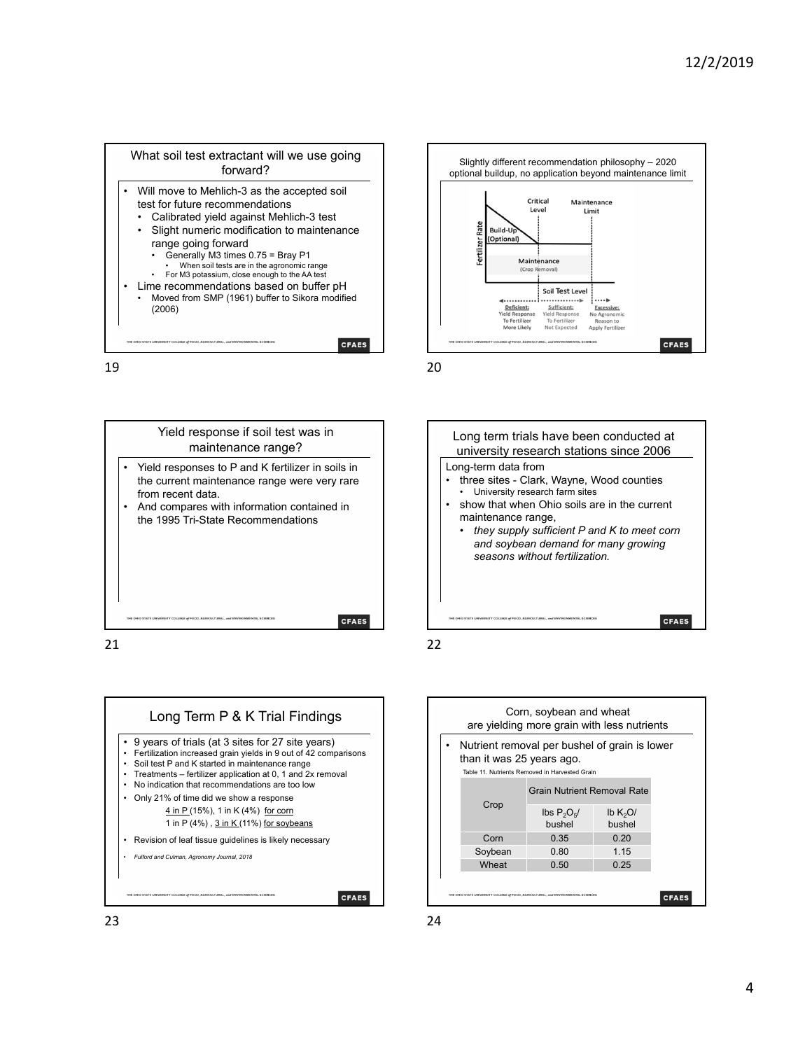## What soil test extractant will we use going forward?

- Will move to Mehlich-3 as the accepted soil test for future recommendations
  - Calibrated yield against Mehlich-3 test
  - Slight numeric modification to maintenance range going forward
    - Generally M3 times 0.75 = Bray P1
      - When soil tests are in the agronomic range
    - For M3 potassium, close enough to the AA test
- Lime recommendations based on buffer pH
  - Moved from SMP (1961) buffer to Sikora modified (2006)

## Slightly different recommendation philosophy – 2020 optional buildup, no application beyond maintenance limit

Critical Level | Maintenance Limit

Fertilizer Rate

Build-Up (Optional)

Maintenance (Crop Removal)

Soil Test Level

Deficient: Yield Response To Fertilizer More Likely | Sufficient: Yield Response To Fertilizer Not Expected | Excessive: No Agronomic Reason to Apply Fertilizer

## Yield response if soil test was in maintenance range?

- Yield responses to P and K fertilizer in soils in the current maintenance range were very rare from recent data.
- And compares with information contained in the 1995 Tri-State Recommendations

## Long term trials have been conducted at university research stations since 2006

Long-term data from

- three sites - Clark, Wayne, Wood counties
  - University research farm sites
- show that when Ohio soils are in the current maintenance range,
  - *they supply sufficient P and K to meet corn and soybean demand for many growing seasons without fertilization.*

## Long Term P & K Trial Findings

- 9 years of trials (at 3 sites for 27 site years)
- Fertilization increased grain yields in 9 out of 42 comparisons
- Soil test P and K started in maintenance range
- Treatments – fertilizer application at 0, 1 and 2x removal
- No indication that recommendations are too low
- Only 21% of time did we show a response
  - 4 in P (15%), 1 in K (4%) for corn
  - 1 in P (4%), 3 in K (11%) for soybeans
- Revision of leaf tissue guidelines is likely necessary
- *Fulford and Culman, Agronomy Journal, 2018*

## Corn, soybean and wheat are yielding more grain with less nutrients

- Nutrient removal per bushel of grain is lower than it was 25 years ago.

Table 11. Nutrients Removed in Harvested Grain

| Crop | Grain Nutrient Removal Rate | |
|---|---|---|
| | lbs $P_2O_5$/ bushel | lb $K_2O$/ bushel |
| Corn | 0.35 | 0.20 |
| Soybean | 0.80 | 1.15 |
| Wheat | 0.50 | 0.25 |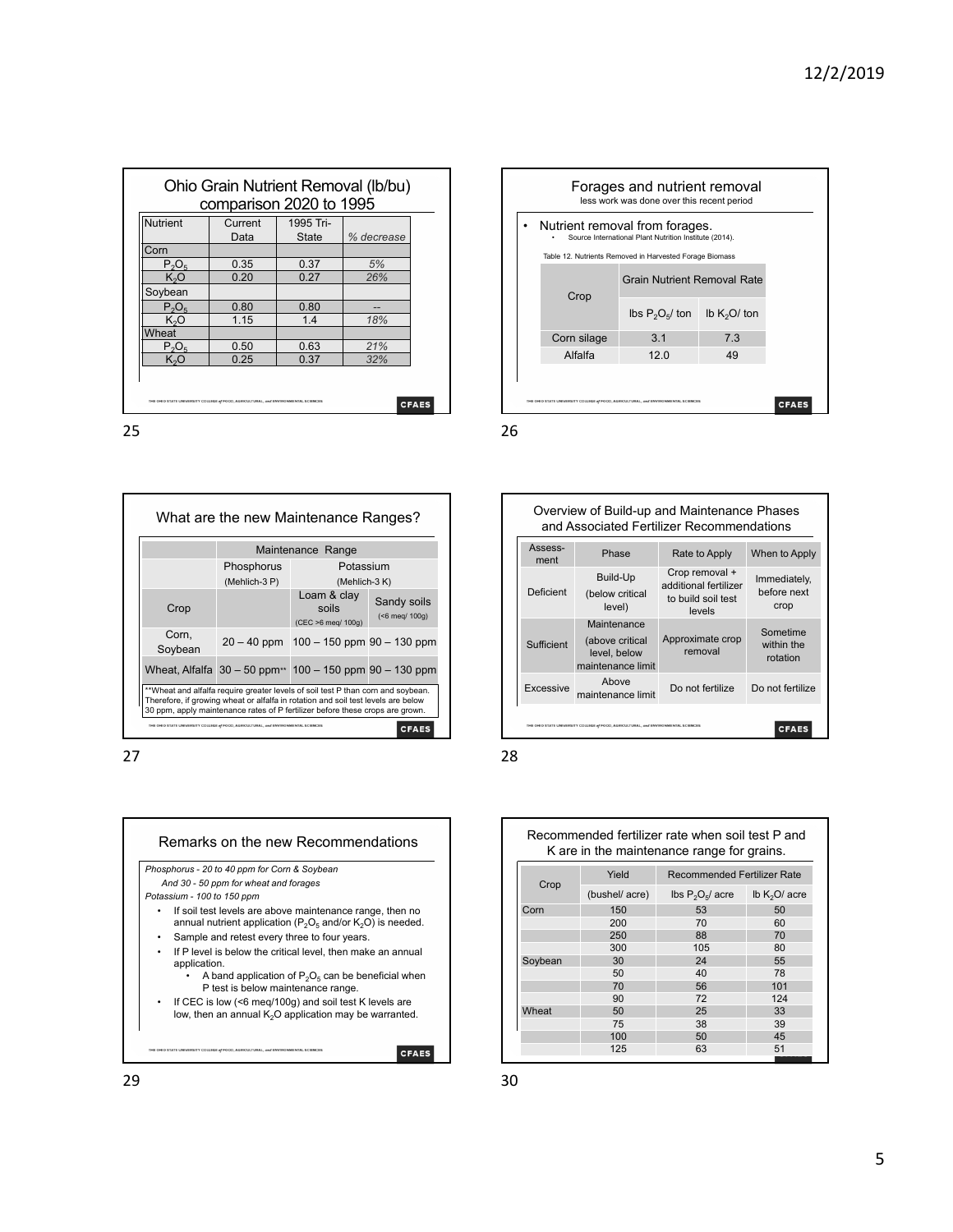## Ohio Grain Nutrient Removal (lb/bu) comparison 2020 to 1995

| Nutrient | Current Data | 1995 Tri-State | % decrease |
|---|---|---|---|
| Corn | | | |
| $P_2O_5$ | 0.35 | 0.37 | *5%* |
| $K_2O$ | 0.20 | 0.27 | *26%* |
| Soybean | | | |
| $P_2O_5$ | 0.80 | 0.80 | -- |
| $K_2O$ | 1.15 | 1.4 | *18%* |
| Wheat | | | |
| $P_2O_5$ | 0.50 | 0.63 | *21%* |
| $K_2O$ | 0.25 | 0.37 | *32%* |

## Forages and nutrient removal

less work was done over this recent period

- Nutrient removal from forages.
  - Source International Plant Nutrition Institute (2014).

Table 12. Nutrients Removed in Harvested Forage Biomass

| Crop | Grain Nutrient Removal Rate | |
|---|---|---|
| | lbs $P_2O_5$/ ton | lb $K_2O$/ ton |
| Corn silage | 3.1 | 7.3 |
| Alfalfa | 12.0 | 49 |

## What are the new Maintenance Ranges?

| | Maintenance Range | | |
|---|---|---|---|
| | Phosphorus (Mehlich-3 P) | Potassium (Mehlich-3 K) | |
| Crop | | Loam & clay soils (CEC >6 meq/ 100g) | Sandy soils (<6 meq/ 100g) |
| Corn, Soybean | 20 – 40 ppm | 100 – 150 ppm | 90 – 130 ppm |
| Wheat, Alfalfa | 30 – 50 ppm** | 100 – 150 ppm | 90 – 130 ppm |

**Wheat and alfalfa require greater levels of soil test P than corn and soybean. Therefore, if growing wheat or alfalfa in rotation and soil test levels are below 30 ppm, apply maintenance rates of P fertilizer before these crops are grown.

## Overview of Build-up and Maintenance Phases and Associated Fertilizer Recommendations

| Assess-ment | Phase | Rate to Apply | When to Apply |
|---|---|---|---|
| Deficient | Build-Up (below critical level) | Crop removal + additional fertilizer to build soil test levels | Immediately, before next crop |
| Sufficient | Maintenance (above critical level, below maintenance limit | Approximate crop removal | Sometime within the rotation |
| Excessive | Above maintenance limit | Do not fertilize | Do not fertilize |

## Remarks on the new Recommendations

*Phosphorus - 20 to 40 ppm for Corn & Soybean*

*And 30 - 50 ppm for wheat and forages*

*Potassium - 100 to 150 ppm*

- If soil test levels are above maintenance range, then no annual nutrient application ($P_2O_5$ and/or $K_2O$) is needed.
- Sample and retest every three to four years.
- If P level is below the critical level, then make an annual application.
  - A band application of $P_2O_5$ can be beneficial when P test is below maintenance range.
- If CEC is low (<6 meq/100g) and soil test K levels are low, then an annual $K_2O$ application may be warranted.

## Recommended fertilizer rate when soil test P and K are in the maintenance range for grains.

| Crop | Yield | Recommended Fertilizer Rate | |
|---|---|---|---|
| | (bushel/ acre) | lbs $P_2O_5$/ acre | lb $K_2O$/ acre |
| Corn | 150 | 53 | 50 |
| | 200 | 70 | 60 |
| | 250 | 88 | 70 |
| | 300 | 105 | 80 |
| Soybean | 30 | 24 | 55 |
| | 50 | 40 | 78 |
| | 70 | 56 | 101 |
| | 90 | 72 | 124 |
| Wheat | 50 | 25 | 33 |
| | 75 | 38 | 39 |
| | 100 | 50 | 45 |
| | 125 | 63 | 51 |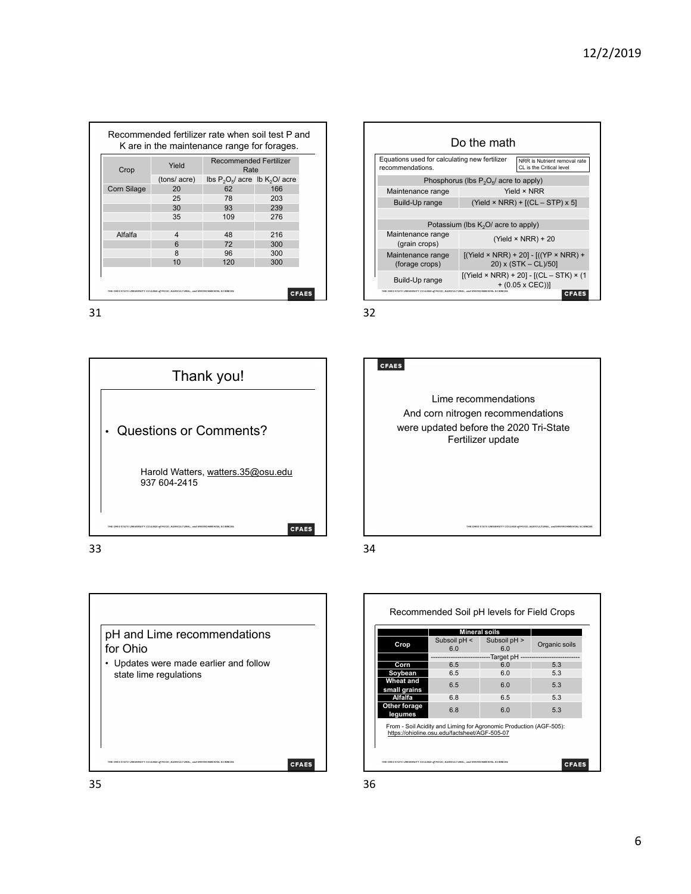## Recommended fertilizer rate when soil test P and K are in the maintenance range for forages.

| Crop | Yield | Recommended Fertilizer Rate | |
|---|---|---|---|
| | (tons/ acre) | lbs $P_2O_5$/ acre | lb $K_2O$/ acre |
| Corn Silage | 20 | 62 | 166 |
| | 25 | 78 | 203 |
| | 30 | 93 | 239 |
| | 35 | 109 | 276 |
| | | | |
| Alfalfa | 4 | 48 | 216 |
| | 6 | 72 | 300 |
| | 8 | 96 | 300 |
| | 10 | 120 | 300 |

## Do the math

Equations used for calculating new fertilizer recommendations.

NRR is Nutrient removal rate
CL is the Critical level

| Phosphorus (lbs $P_2O_5$/ acre to apply) | |
|---|---|
| Maintenance range | Yield × NRR |
| Build-Up range | (Yield × NRR) + [(CL – STP) x 5] |
| | |
| **Potassium (lbs $K_2O$/ acre to apply)** | |
| Maintenance range (grain crops) | (Yield × NRR) + 20 |
| Maintenance range (forage crops) | [(Yield × NRR) + 20] - [((YP × NRR) + 20) x (STK – CL)/50] |
| Build-Up range | [(Yield × NRR) + 20] - [(CL – STK) × (1 + (0.05 x CEC))] |

## Thank you!

- Questions or Comments?

Harold Watters, watters.35@osu.edu
937 604-2415

Lime recommendations
And corn nitrogen recommendations
were updated before the 2020 Tri-State Fertilizer update

## pH and Lime recommendations for Ohio

- Updates were made earlier and follow state lime regulations

## Recommended Soil pH levels for Field Crops

| Crop | Mineral soils | | Organic soils |
|---|---|---|---|
| | Subsoil pH < 6.0 | Subsoil pH > 6.0 | |
| | Target pH | | |
| Corn | 6.5 | 6.0 | 5.3 |
| Soybean | 6.5 | 6.0 | 5.3 |
| Wheat and small grains | 6.5 | 6.0 | 5.3 |
| Alfalfa | 6.8 | 6.5 | 5.3 |
| Other forage legumes | 6.8 | 6.0 | 5.3 |

From - Soil Acidity and Liming for Agronomic Production (AGF-505): https://ohioline.osu.edu/factsheet/AGF-505-07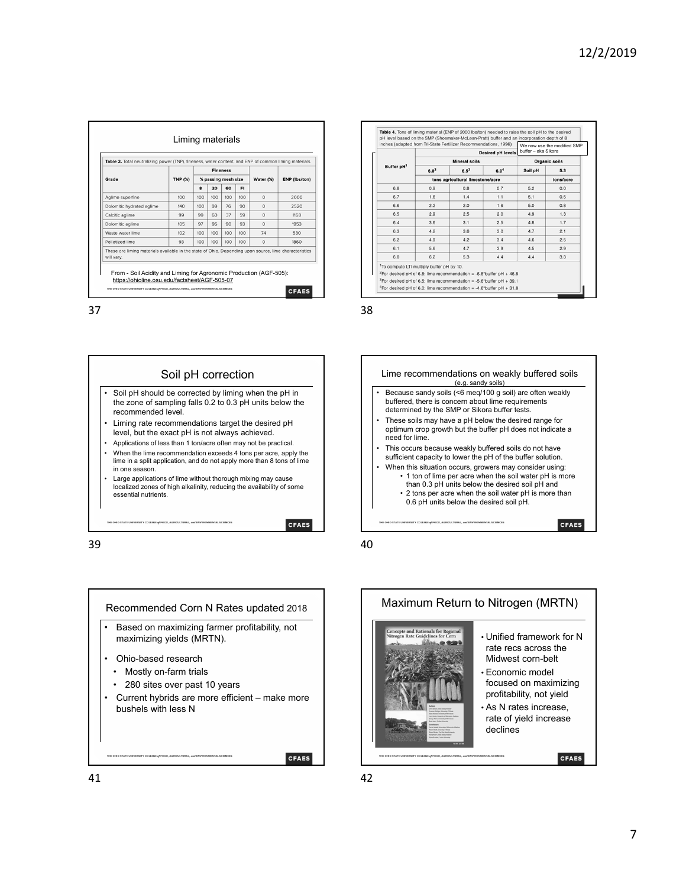## Liming materials

**Table 3.** Total neutralizing power (TNP), fineness, water content, and ENP of common liming materials.

| Grade | TNP (%) | Fineness | | | | Water (%) | ENP (lbs/ton) |
|---|---|---|---|---|---|---|---|
| | | % passing mesh size | | | | | |
| | | 8 | 20 | 60 | FI | | |
| Aglime superfine | 100 | 100 | 100 | 100 | 100 | 0 | 2000 |
| Dolomitic hydrated aglime | 140 | 100 | 99 | 76 | 90 | 0 | 2520 |
| Calcitic aglime | 99 | 99 | 60 | 37 | 59 | 0 | 1168 |
| Dolomitic aglime | 105 | 97 | 95 | 90 | 93 | 0 | 1953 |
| Waste water lime | 102 | 100 | 100 | 100 | 100 | 74 | 530 |
| Pelletized lime | 93 | 100 | 100 | 100 | 100 | 0 | 1860 |

These are liming materials available in the state of Ohio. Depending upon source, lime characteristics will vary.

From - Soil Acidity and Liming for Agronomic Production (AGF-505): https://ohioline.osu.edu/factsheet/AGF-505-07

---

**Table 4.** Tons of liming material (ENP of 2000 lbs/ton) needed to raise the soil pH to the desired pH level based on the SMP (Shoemaker-McLean-Pratt) buffer and an incorporation depth of 8 inches (adapted from Tri-State Fertilizer Recommendations, 1996)

We now use the modified SMP buffer – aka Sikora

| Buffer pH[1] | Desired pH levels | | | | |
|---|---|---|---|---|---|
| | Mineral soils | | | Organic soils | |
| | 6.8[2] | 6.5[3] | 6.0[4] | Soil pH | 5.3 |
| | tons agricultural limestone/acre | | | | tons/acre |
| 6.8 | 0.9 | 0.8 | 0.7 | 5.2 | 0.0 |
| 6.7 | 1.6 | 1.4 | 1.1 | 5.1 | 0.5 |
| 6.6 | 2.2 | 2.0 | 1.6 | 5.0 | 0.8 |
| 6.5 | 2.9 | 2.5 | 2.0 | 4.9 | 1.3 |
| 6.4 | 3.6 | 3.1 | 2.5 | 4.8 | 1.7 |
| 6.3 | 4.2 | 3.6 | 3.0 | 4.7 | 2.1 |
| 6.2 | 4.9 | 4.2 | 3.4 | 4.6 | 2.5 |
| 6.1 | 5.6 | 4.7 | 3.9 | 4.5 | 2.9 |
| 6.0 | 6.2 | 5.3 | 4.4 | 4.4 | 3.3 |

[1]To compute LTI multiply buffer pH by 10.
[2]For desired pH of 6.8: lime recommendation = -6.8*buffer pH + 46.8
[3]For desired pH of 6.5: lime recommendation = -5.6*buffer pH + 39.1
[4]For desired pH of 6.0: lime recommendation = -4.6*buffer pH + 31.8

---

## Soil pH correction

- Soil pH should be corrected by liming when the pH in the zone of sampling falls 0.2 to 0.3 pH units below the recommended level.
- Liming rate recommendations target the desired pH level, but the exact pH is not always achieved.
- Applications of less than 1 ton/acre often may not be practical.
- When the lime recommendation exceeds 4 tons per acre, apply the lime in a split application, and do not apply more than 8 tons of lime in one season.
- Large applications of lime without thorough mixing may cause localized zones of high alkalinity, reducing the availability of some essential nutrients.

---

## Lime recommendations on weakly buffered soils
(e.g. sandy soils)

- Because sandy soils (<6 meq/100 g soil) are often weakly buffered, there is concern about lime requirements determined by the SMP or Sikora buffer tests.
- These soils may have a pH below the desired range for optimum crop growth but the buffer pH does not indicate a need for lime.
- This occurs because weakly buffered soils do not have sufficient capacity to lower the pH of the buffer solution.
- When this situation occurs, growers may consider using:
  - 1 ton of lime per acre when the soil water pH is more than 0.3 pH units below the desired soil pH and
  - 2 tons per acre when the soil water pH is more than 0.6 pH units below the desired soil pH.

---

## Recommended Corn N Rates updated 2018

- Based on maximizing farmer profitability, not maximizing yields (MRTN).
- Ohio-based research
  - Mostly on-farm trials
  - 280 sites over past 10 years
- Current hybrids are more efficient – make more bushels with less N

---

## Maximum Return to Nitrogen (MRTN)

Concepts and Rationale for Regional Nitrogen Rate Guidelines for Corn

- Unified framework for N rate recs across the Midwest corn-belt
- Economic model focused on maximizing profitability, not yield
- As N rates increase, rate of yield increase declines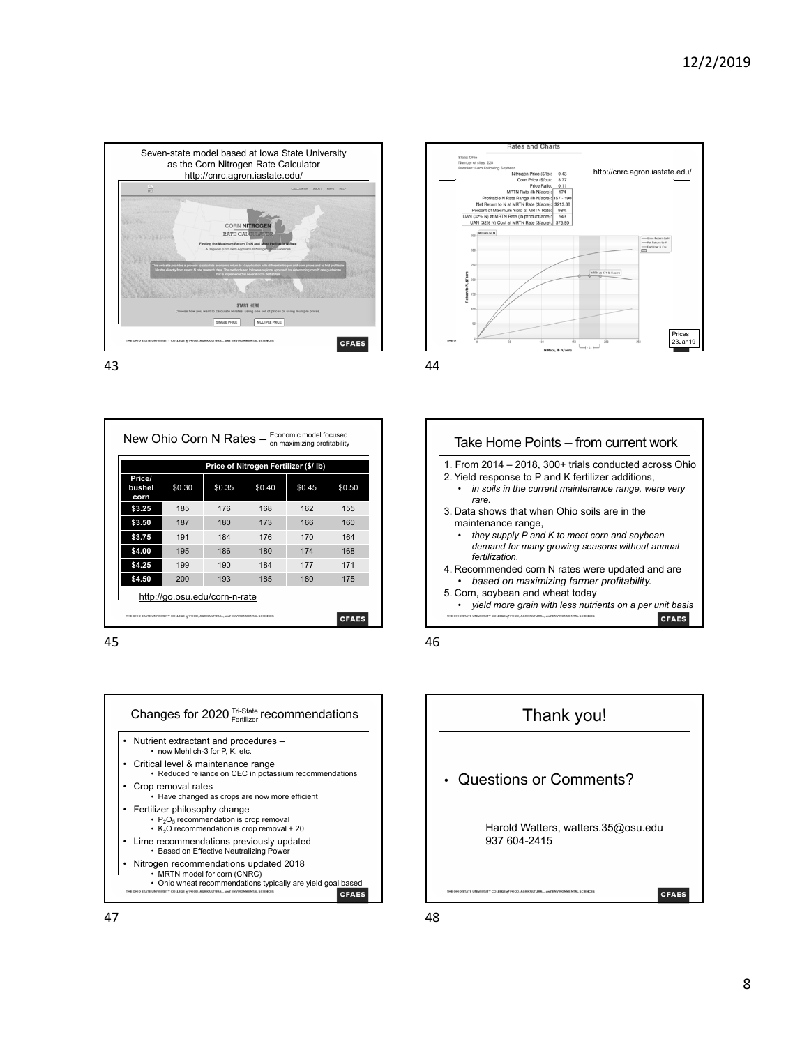## Seven-state model based at Iowa State University as the Corn Nitrogen Rate Calculator

http://cnrc.agron.iastate.edu/

CORN NITROGEN RATE CALCULATOR

Finding the Maximum Return To N and Most Profitable N Rate

A Regional (Corn Belt) Approach to Nitrogen Rate Guidelines

START HERE

Choose how you want to calculate N rates, using one set of prices or using multiple prices.

SINGLE PRICE | MULTIPLE PRICE

---

## Rates and Charts

http://cnrc.agron.iastate.edu/

State: Ohio
Number of sites: 229
Rotation: Corn Following Soybean

| | |
|---|---|
| Nitrogen Price ($/lb): | 0.43 |
| Corn Price ($/bu): | 3.77 |
| Price Ratio: | 0.11 |
| MRTN Rate (lb N/acre): | 174 |
| Profitable N Rate Range (lb N/acre): | 157 - 190 |
| Net Return to N at MRTN Rate ($/acre): | $213.68 |
| Percent of Maximum Yield at MRTN Rate: | 98% |
| UAN (32% N) at MRTN Rate (lb product/acre): | 543 |
| UAN (32% N) Cost at MRTN Rate ($/acre): | $73.95 |

Prices 23Jan19

---

## New Ohio Corn N Rates – Economic model focused on maximizing profitability

| Price/ bushel corn | Price of Nitrogen Fertilizer ($/ lb) | | | | |
|---|---|---|---|---|---|
| | $0.30 | $0.35 | $0.40 | $0.45 | $0.50 |
| $3.25 | 185 | 176 | 168 | 162 | 155 |
| $3.50 | 187 | 180 | 173 | 166 | 160 |
| $3.75 | 191 | 184 | 176 | 170 | 164 |
| $4.00 | 195 | 186 | 180 | 174 | 168 |
| $4.25 | 199 | 190 | 184 | 177 | 171 |
| $4.50 | 200 | 193 | 185 | 180 | 175 |

http://go.osu.edu/corn-n-rate

---

## Take Home Points – from current work

1. From 2014 – 2018, 300+ trials conducted across Ohio
2. Yield response to P and K fertilizer additions,
   - *in soils in the current maintenance range, were very rare.*
3. Data shows that when Ohio soils are in the maintenance range,
   - *they supply P and K to meet corn and soybean demand for many growing seasons without annual fertilization.*
4. Recommended corn N rates were updated and are
   - *based on maximizing farmer profitability.*
5. Corn, soybean and wheat today
   - *yield more grain with less nutrients on a per unit basis*

---

## Changes for 2020 Tri-State Fertilizer recommendations

- Nutrient extractant and procedures –
  - now Mehlich-3 for P, K, etc.
- Critical level & maintenance range
  - Reduced reliance on CEC in potassium recommendations
- Crop removal rates
  - Have changed as crops are now more efficient
- Fertilizer philosophy change
  - $P_2O_5$ recommendation is crop removal
  - $K_2O$ recommendation is crop removal + 20
- Lime recommendations previously updated
  - Based on Effective Neutralizing Power
- Nitrogen recommendations updated 2018
  - MRTN model for corn (CNRC)
  - Ohio wheat recommendations typically are yield goal based

---

## Thank you!

- Questions or Comments?

Harold Watters, watters.35@osu.edu
937 604-2415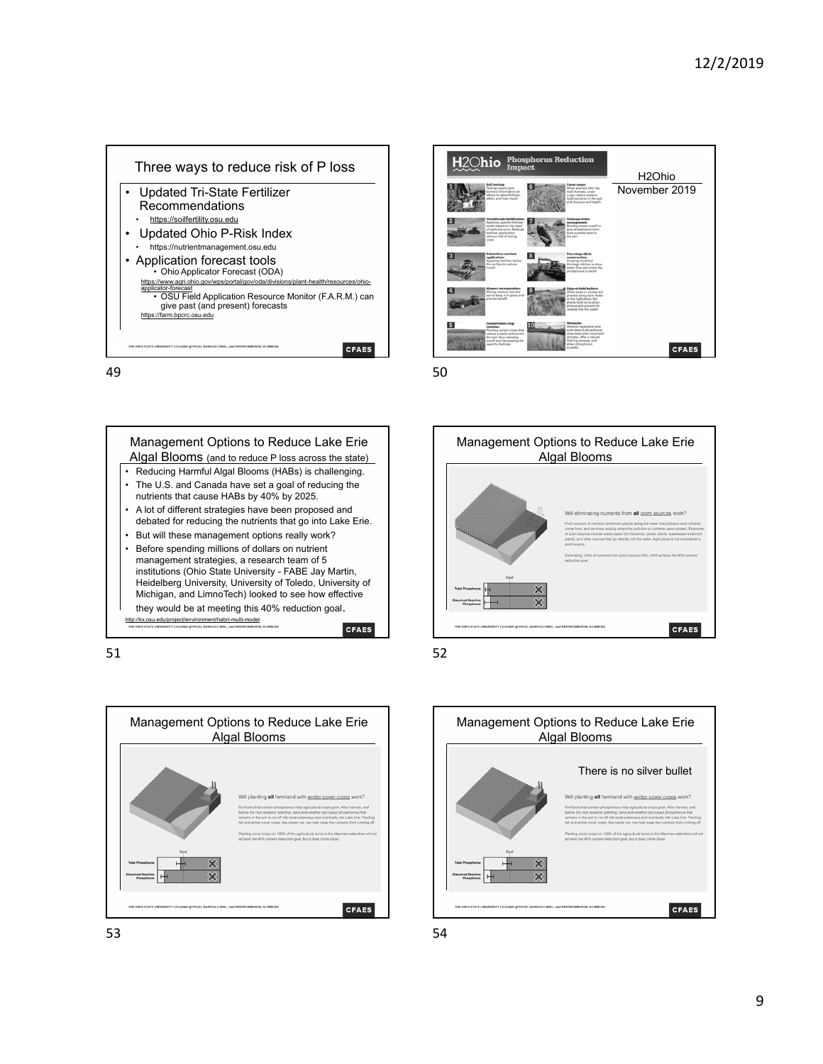## Three ways to reduce risk of P loss

- Updated Tri-State Fertilizer Recommendations
  - https://soilfertility.osu.edu
- Updated Ohio P-Risk Index
  - https://nutrientmanagement.osu.edu
- Application forecast tools
  - Ohio Applicator Forecast (ODA)

https://www.agri.ohio.gov/wps/portal/gov/oda/divisions/plant-health/resources/ohio-applicator-forecast

  - OSU Field Application Resource Monitor (F.A.R.M.) can give past (and present) forecasts

https://farm.bpcrc.osu.edu

49

## H2Ohio Phosphorus Reduction Impact

H2Ohio November 2019

1. **Soil testing:** Testing results give farmers information on where to place fertilizer, when, and how much.
2. **Variable-rate fertilization:** Applying specific fertilizer levels based on the need of each sub-acre. Reduces fertilizer application without risk of losing yield.
3. **Subsurface nutrient application:** Applying fertilizer below the surface to reduce runoff.
4. **Manure incorporation:** Mixing manure into the soil to keep it in place and prevent runoff.
5. **Conservation crop rotation:** Planting certain crops that reduce erosion and enrich the soil, thus reducing runoff and decreasing the need for fertilizer.
6. **Cover crops:** When planted after the main harvest, cover crops reduce erosion, hold nutrients in the soil, and improve soil health.
7. **Drainage water management:** Slowing down runoff to give phosphorus more time to settle back in the soil.
8. **Two-stage ditch construction:** Creating modified drainage ditches to slow water flow and allow the phosphorus to settle.
9. **Edge-of-field buffers:** When trees or shrubs are planted along farm fields in the right place, the plants hold on to phosphorus and prevent its release into the water.
10. **Wetlands:** Wetland vegetation and soils absorb phosphorus, slow down the movement of water, offer a natural filtering process, and allow phosphorus to settle.

50

## Management Options to Reduce Lake Erie Algal Blooms (and to reduce P loss across the state)

- Reducing Harmful Algal Blooms (HABs) is challenging.
- The U.S. and Canada have set a goal of reducing the nutrients that cause HABs by 40% by 2025.
- A lot of different strategies have been proposed and debated for reducing the nutrients that go into Lake Erie.
- But will these management options really work?
- Before spending millions of dollars on nutrient management strategies, a research team of 5 institutions (Ohio State University - FABE Jay Martin, Heidelberg University, University of Toledo, University of Michigan, and LimnoTech) looked to see how effective they would be at meeting this 40% reduction goal.

http://kx.osu.edu/project/environment/habri-multi-model

51

## Management Options to Reduce Lake Erie Algal Blooms

Will eliminating nutrients from **all** point sources work?

Point sources of nutrients are known places along the water that pollution and nutrients come from, and we know exactly where the pollution or nutrients were created. Examples of point sources include waste pipes from factories, power plants, wastewater treatment plants, and other sources that go directly into the water. Agriculture is not considered a point source.

Eliminating 100% of nutrients from point sources WILL NOT achieve the 40% nutrient reduction goal.

Goal

Total Phosphorus ✕

Dissolved Reactive Phosphorus ✕

52

## Management Options to Reduce Lake Erie Algal Blooms

Will planting **all** farmland with winter cover crops work?

Fertilizers that contain phosphorous help agricultural crops grow. After harvest, and before the next seasons' planting, rains and weather can cause phosphorous that remains in the soil to run-off into local waterways and eventually into Lake Erie. Planting fall and winter cover crops, like cereal rye, can help keep the nutrients from running off.

Planting cover crops on 100% of the agricultural acres in the Maumee watershed will not achieve the 40% nutrient reduction goal, but it does come close.

Goal

Total Phosphorus ✕

Dissolved Reactive Phosphorus ✕

53

## Management Options to Reduce Lake Erie Algal Blooms

There is no silver bullet

Will planting **all** farmland with winter cover crops work?

Fertilizers that contain phosphorous help agricultural crops grow. After harvest, and before the next seasons' planting, rains and weather can cause phosphorous that remains in the soil to run-off into local waterways and eventually into Lake Erie. Planting fall and winter cover crops, like cereal rye, can help keep the nutrients from running off.

Planting cover crops on 100% of the agricultural acres in the Maumee watershed will not achieve the 40% nutrient reduction goal, but it does come close.

Goal

Total Phosphorus ✕

Dissolved Reactive Phosphorus ✕

54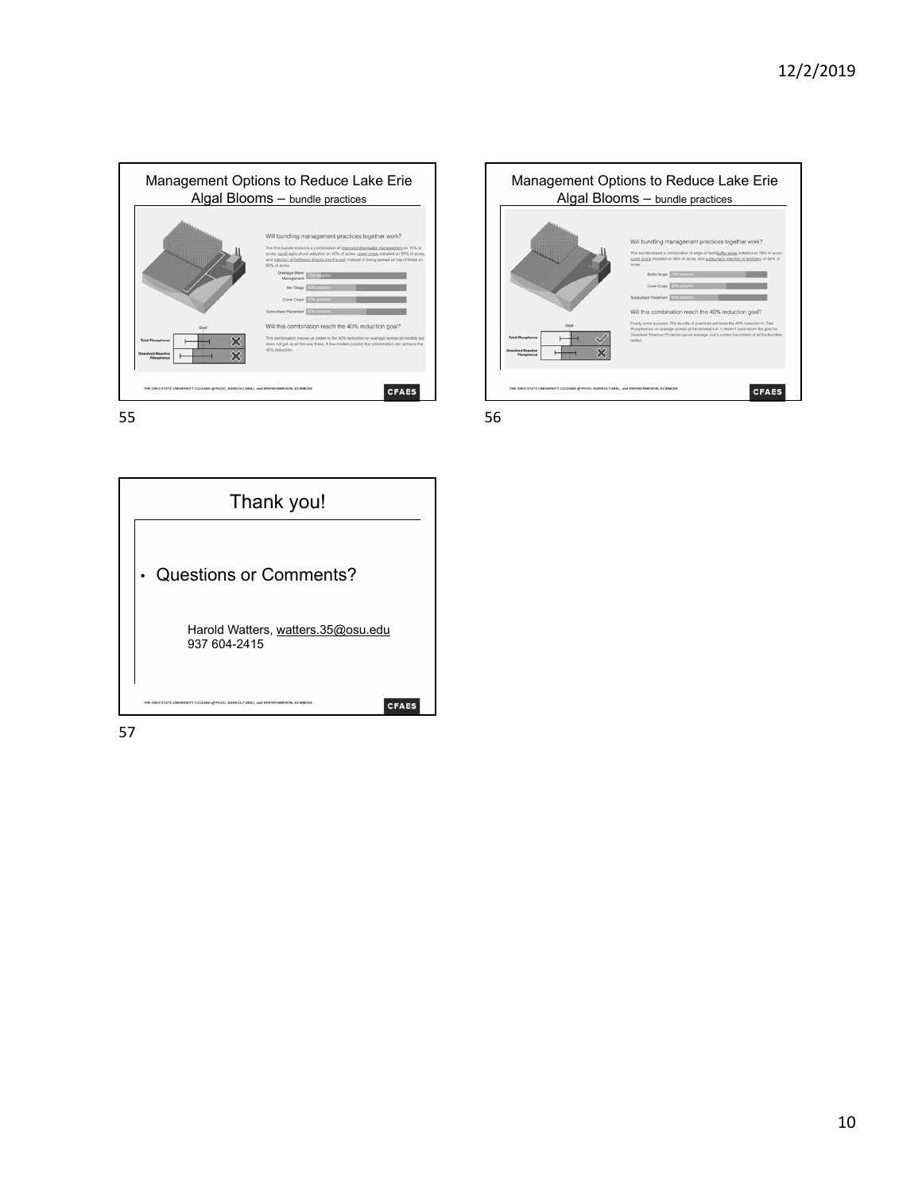## Management Options to Reduce Lake Erie Algal Blooms – bundle practices

Will bundling management practices together work?

The first bundle tested is a combination of improved drainage water management on 15% of acres, no-till agricultural adoption on 50% of acres, cover crops installed on 50% of acres, and injection of fertilizers directly into the soil, instead of being spread on top of fields on 60% of acres.

Drainage Water Management 15% adoption

No Tillage 50% adoption

Cover Crops 50% adoption

Subsurface Placement 60% adoption

Will this combination reach the 40% reduction goal?

This combination moves us closer to the 40% reduction on average across all models but does not get us all the way there. A few models predict this combination can achieve the 40% reduction.

Goal

Total Phosphorus

Dissolved Reactive Phosphorus

THE OHIO STATE UNIVERSITY COLLEGE of FOOD, AGRICULTURAL, and ENVIRONMENTAL SCIENCES

CFAES

55

## Management Options to Reduce Lake Erie Algal Blooms – bundle practices

Will bundling management practices together work?

This bundle tested a combination of edge-of-field buffer strips installed on 78% of acres, cover crops installed on 58% of acres, and subsurface injection of fertilizers on 58% of acres.

Buffer Strips 78% adoption

Cover Crops 58% adoption

Subsurface Placement 58% adoption

Will this combination reach the 40% reduction goal?

Finally some success. This bundle of practices achieves the 40% reduction in Total Phosphorus on average across all the models run. It doesn't quite reach the goal for Dissolved Reactive Phosphorus on average, but it comes the closest of all the bundles tested.

Goal

Total Phosphorus

Dissolved Reactive Phosphorus

THE OHIO STATE UNIVERSITY COLLEGE of FOOD, AGRICULTURAL, and ENVIRONMENTAL SCIENCES

CFAES

56

## Thank you!

- Questions or Comments?

Harold Watters, watters.35@osu.edu
937 604-2415

THE OHIO STATE UNIVERSITY COLLEGE of FOOD, AGRICULTURAL, and ENVIRONMENTAL SCIENCES

CFAES

57